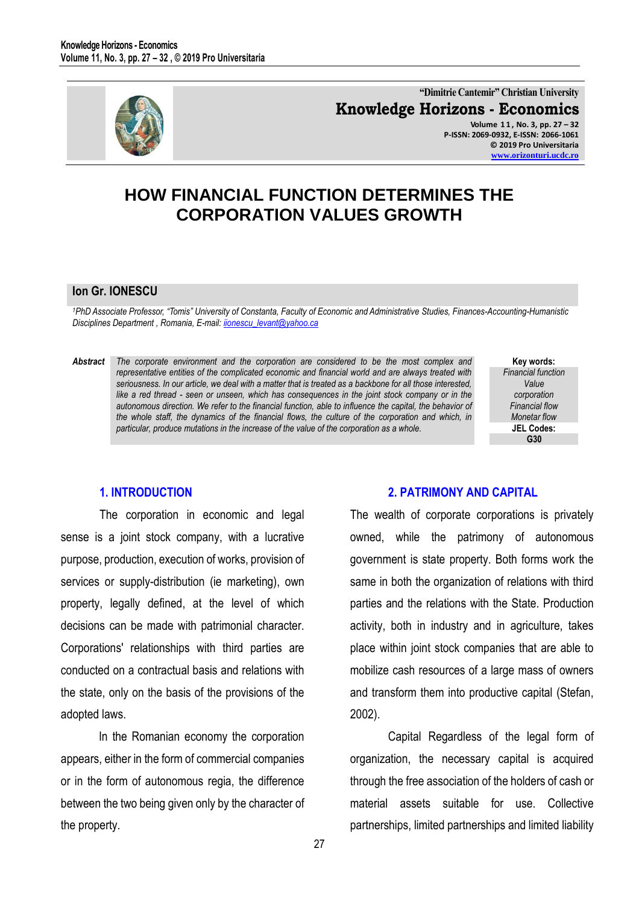# HOW FINANCIAL FUNCTION DETERMINES THE CORPORATION VALUES GROWTH

**Ion Gr. IONESCU**

[1]*PhD Associate Professor, "Tomis" University of Constanta, Faculty of Economic and Administrative Studies, Finances-Accounting-Humanistic Disciplines Department , Romania, E-mail: iionescu_levant@yahoo.ca*

***Abstract*** *The corporate environment and the corporation are considered to be the most complex and representative entities of the complicated economic and financial world and are always treated with seriousness. In our article, we deal with a matter that is treated as a backbone for all those interested, like a red thread - seen or unseen, which has consequences in the joint stock company or in the autonomous direction. We refer to the financial function, able to influence the capital, the behavior of the whole staff, the dynamics of the financial flows, the culture of the corporation and which, in particular, produce mutations in the increase of the value of the corporation as a whole.*

**Key words:**
*Financial function*
*Value*
*corporation*
*Financial flow*
*Monetar flow*

**JEL Codes:**
**G30**

## 1. INTRODUCTION

The corporation in economic and legal sense is a joint stock company, with a lucrative purpose, production, execution of works, provision of services or supply-distribution (ie marketing), own property, legally defined, at the level of which decisions can be made with patrimonial character. Corporations' relationships with third parties are conducted on a contractual basis and relations with the state, only on the basis of the provisions of the adopted laws.

In the Romanian economy the corporation appears, either in the form of commercial companies or in the form of autonomous regia, the difference between the two being given only by the character of the property.

## 2. PATRIMONY AND CAPITAL

The wealth of corporate corporations is privately owned, while the patrimony of autonomous government is state property. Both forms work the same in both the organization of relations with third parties and the relations with the State. Production activity, both in industry and in agriculture, takes place within joint stock companies that are able to mobilize cash resources of a large mass of owners and transform them into productive capital (Stefan, 2002).

Capital Regardless of the legal form of organization, the necessary capital is acquired through the free association of the holders of cash or material assets suitable for use. Collective partnerships, limited partnerships and limited liability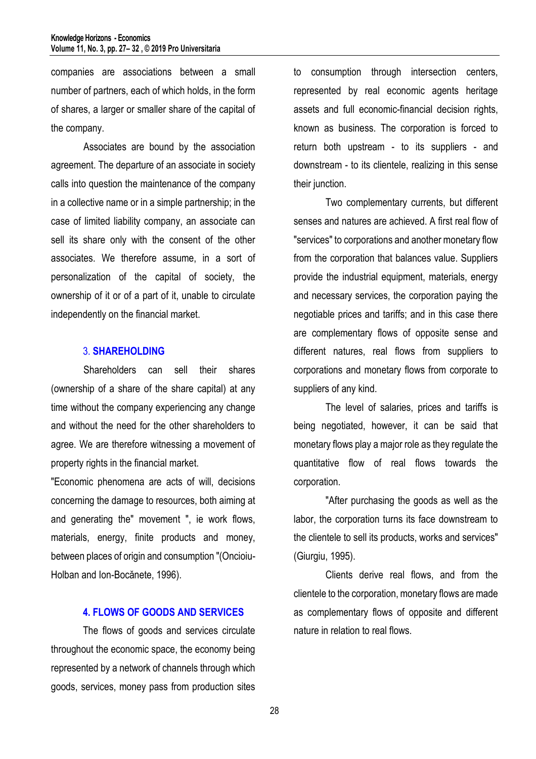companies are associations between a small number of partners, each of which holds, in the form of shares, a larger or smaller share of the capital of the company.

Associates are bound by the association agreement. The departure of an associate in society calls into question the maintenance of the company in a collective name or in a simple partnership; in the case of limited liability company, an associate can sell its share only with the consent of the other associates. We therefore assume, in a sort of personalization of the capital of society, the ownership of it or of a part of it, unable to circulate independently on the financial market.

## 3. SHAREHOLDING

Shareholders can sell their shares (ownership of a share of the share capital) at any time without the company experiencing any change and without the need for the other shareholders to agree. We are therefore witnessing a movement of property rights in the financial market.

"Economic phenomena are acts of will, decisions concerning the damage to resources, both aiming at and generating the" movement ", ie work flows, materials, energy, finite products and money, between places of origin and consumption "(Oncioiu-Holban and Ion-Bocănete, 1996).

## 4. FLOWS OF GOODS AND SERVICES

The flows of goods and services circulate throughout the economic space, the economy being represented by a network of channels through which goods, services, money pass from production sites to consumption through intersection centers, represented by real economic agents heritage assets and full economic-financial decision rights, known as business. The corporation is forced to return both upstream - to its suppliers - and downstream - to its clientele, realizing in this sense their junction.

Two complementary currents, but different senses and natures are achieved. A first real flow of "services" to corporations and another monetary flow from the corporation that balances value. Suppliers provide the industrial equipment, materials, energy and necessary services, the corporation paying the negotiable prices and tariffs; and in this case there are complementary flows of opposite sense and different natures, real flows from suppliers to corporations and monetary flows from corporate to suppliers of any kind.

The level of salaries, prices and tariffs is being negotiated, however, it can be said that monetary flows play a major role as they regulate the quantitative flow of real flows towards the corporation.

"After purchasing the goods as well as the labor, the corporation turns its face downstream to the clientele to sell its products, works and services" (Giurgiu, 1995).

Clients derive real flows, and from the clientele to the corporation, monetary flows are made as complementary flows of opposite and different nature in relation to real flows.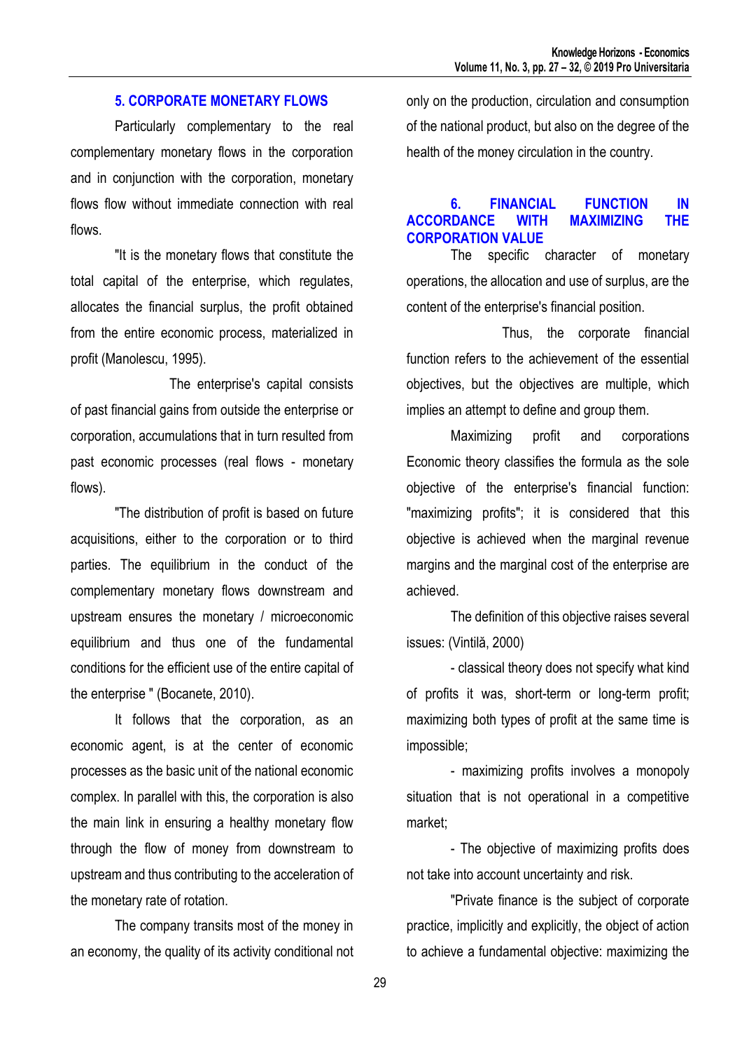## 5. CORPORATE MONETARY FLOWS

Particularly complementary to the real complementary monetary flows in the corporation and in conjunction with the corporation, monetary flows flow without immediate connection with real flows.

"It is the monetary flows that constitute the total capital of the enterprise, which regulates, allocates the financial surplus, the profit obtained from the entire economic process, materialized in profit (Manolescu, 1995).

The enterprise's capital consists of past financial gains from outside the enterprise or corporation, accumulations that in turn resulted from past economic processes (real flows - monetary flows).

"The distribution of profit is based on future acquisitions, either to the corporation or to third parties. The equilibrium in the conduct of the complementary monetary flows downstream and upstream ensures the monetary / microeconomic equilibrium and thus one of the fundamental conditions for the efficient use of the entire capital of the enterprise " (Bocanete, 2010).

It follows that the corporation, as an economic agent, is at the center of economic processes as the basic unit of the national economic complex. In parallel with this, the corporation is also the main link in ensuring a healthy monetary flow through the flow of money from downstream to upstream and thus contributing to the acceleration of the monetary rate of rotation.

The company transits most of the money in an economy, the quality of its activity conditional not only on the production, circulation and consumption of the national product, but also on the degree of the health of the money circulation in the country.

## 6. FINANCIAL FUNCTION IN ACCORDANCE WITH MAXIMIZING THE CORPORATION VALUE

The specific character of monetary operations, the allocation and use of surplus, are the content of the enterprise's financial position.

Thus, the corporate financial function refers to the achievement of the essential objectives, but the objectives are multiple, which implies an attempt to define and group them.

Maximizing profit and corporations Economic theory classifies the formula as the sole objective of the enterprise's financial function: "maximizing profits"; it is considered that this objective is achieved when the marginal revenue margins and the marginal cost of the enterprise are achieved.

The definition of this objective raises several issues: (Vintilă, 2000)

- classical theory does not specify what kind of profits it was, short-term or long-term profit; maximizing both types of profit at the same time is impossible;
- maximizing profits involves a monopoly situation that is not operational in a competitive market;
- The objective of maximizing profits does not take into account uncertainty and risk.

"Private finance is the subject of corporate practice, implicitly and explicitly, the object of action to achieve a fundamental objective: maximizing the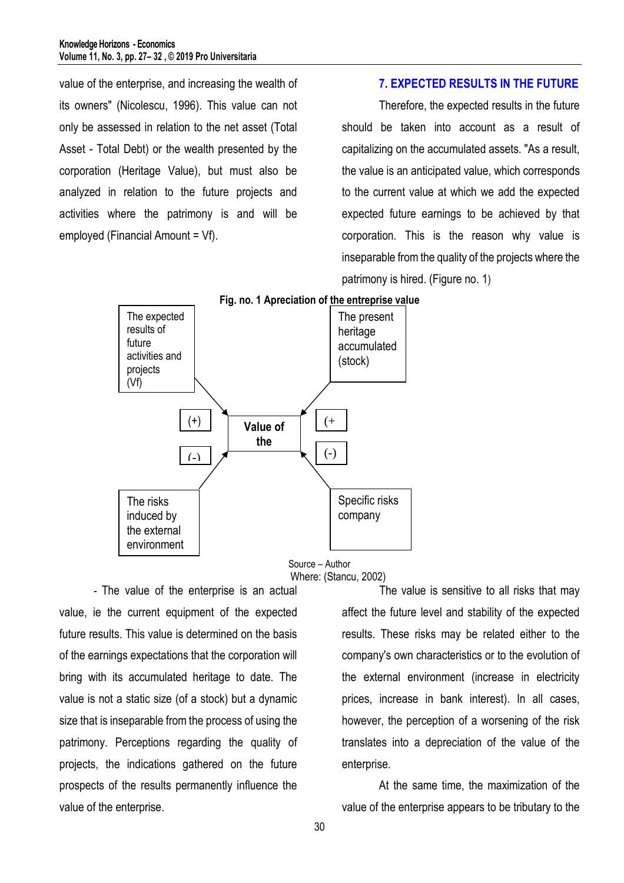value of the enterprise, and increasing the wealth of its owners" (Nicolescu, 1996). This value can not only be assessed in relation to the net asset (Total Asset - Total Debt) or the wealth presented by the corporation (Heritage Value), but must also be analyzed in relation to the future projects and activities where the patrimony is and will be employed (Financial Amount = Vf).

## 7. EXPECTED RESULTS IN THE FUTURE

Therefore, the expected results in the future should be taken into account as a result of capitalizing on the accumulated assets. "As a result, the value is an anticipated value, which corresponds to the current value at which we add the expected expected future earnings to be achieved by that corporation. This is the reason why value is inseparable from the quality of the projects where the patrimony is hired. (Figure no. 1)

**Fig. no. 1 Apreciation of the entreprise value**

The expected results of future activities and projects (Vf)

The present heritage accumulated (stock)

(+)

(-)

**Value of the**

(+

(-)

The risks induced by the external environment

Specific risks company

Source – Author

Where: (Stancu, 2002)

- The value of the enterprise is an actual value, ie the current equipment of the expected future results. This value is determined on the basis of the earnings expectations that the corporation will bring with its accumulated heritage to date. The value is not a static size (of a stock) but a dynamic size that is inseparable from the process of using the patrimony. Perceptions regarding the quality of projects, the indications gathered on the future prospects of the results permanently influence the value of the enterprise.

The value is sensitive to all risks that may affect the future level and stability of the expected results. These risks may be related either to the company's own characteristics or to the evolution of the external environment (increase in electricity prices, increase in bank interest). In all cases, however, the perception of a worsening of the risk translates into a depreciation of the value of the enterprise.

At the same time, the maximization of the value of the enterprise appears to be tributary to the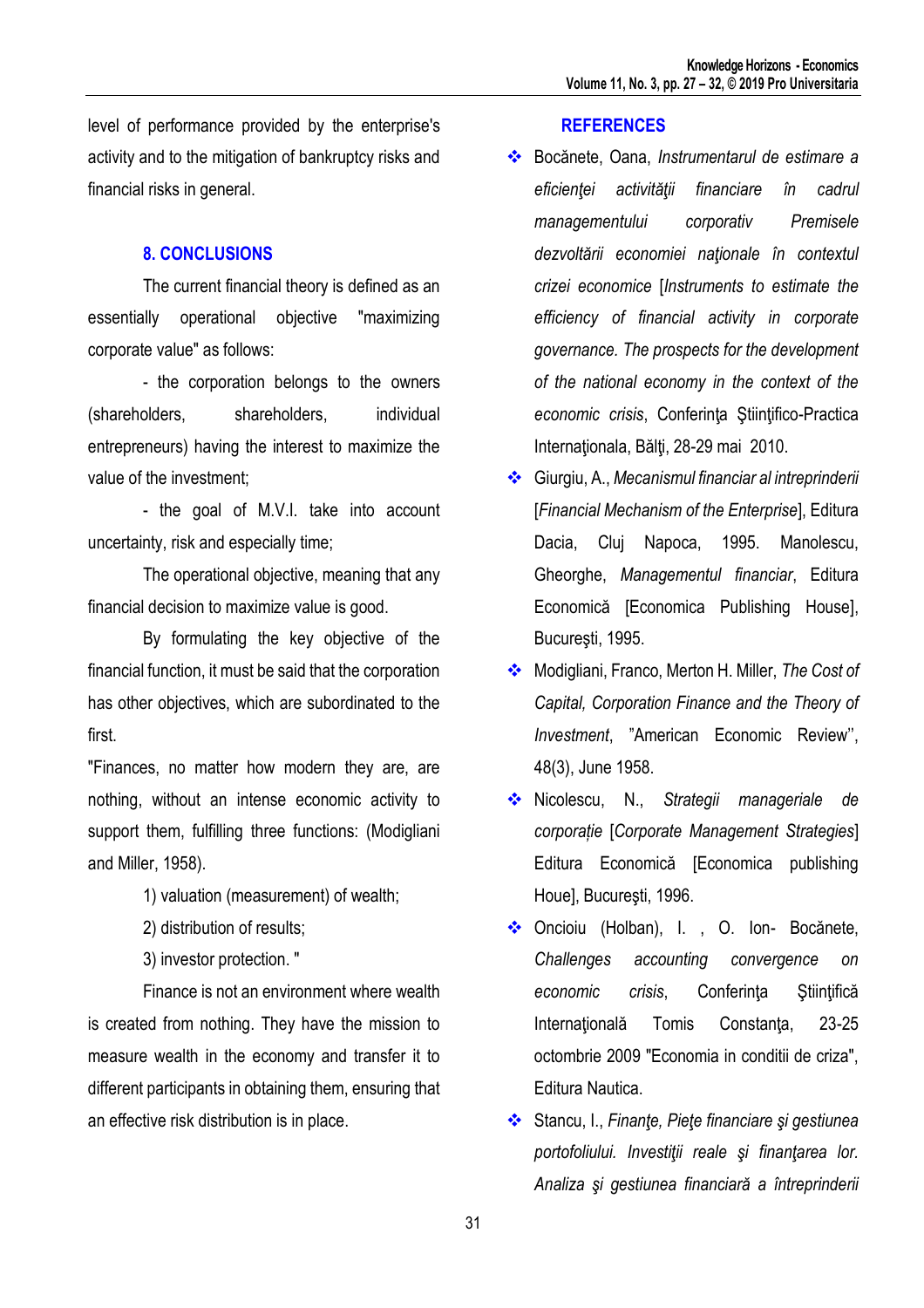level of performance provided by the enterprise's activity and to the mitigation of bankruptcy risks and financial risks in general.

## 8. CONCLUSIONS

The current financial theory is defined as an essentially operational objective "maximizing corporate value" as follows:

- the corporation belongs to the owners (shareholders, shareholders, individual entrepreneurs) having the interest to maximize the value of the investment;

- the goal of M.V.I. take into account uncertainty, risk and especially time;

The operational objective, meaning that any financial decision to maximize value is good.

By formulating the key objective of the financial function, it must be said that the corporation has other objectives, which are subordinated to the first.

"Finances, no matter how modern they are, are nothing, without an intense economic activity to support them, fulfilling three functions: (Modigliani and Miller, 1958).

1) valuation (measurement) of wealth;

2) distribution of results;

3) investor protection. "

Finance is not an environment where wealth is created from nothing. They have the mission to measure wealth in the economy and transfer it to different participants in obtaining them, ensuring that an effective risk distribution is in place.

## REFERENCES

- Bocănete, Oana, *Instrumentarul de estimare a eficienţei activităţii financiare în cadrul managementului corporativ Premisele dezvoltării economiei naţionale în contextul crizei economice* [*Instruments to estimate the efficiency of financial activity in corporate governance. The prospects for the development of the national economy in the context of the economic crisis*, Conferinţa Ştiinţifico-Practica Internaţionala, Bălţi, 28-29 mai 2010.
- Giurgiu, A., *Mecanismul financiar al intreprinderii* [*Financial Mechanism of the Enterprise*], Editura Dacia, Cluj Napoca, 1995. Manolescu, Gheorghe, *Managementul financiar*, Editura Economică [Economica Publishing House], Bucureşti, 1995.
- Modigliani, Franco, Merton H. Miller, *The Cost of Capital, Corporation Finance and the Theory of Investment*, "American Economic Review'', 48(3), June 1958.
- Nicolescu, N., *Strategii manageriale de corporaţie* [*Corporate Management Strategies*] Editura Economică [Economica publishing Houe], Bucureşti, 1996.
- Oncioiu (Holban), I. , O. Ion- Bocănete, *Challenges accounting convergence on economic crisis*, Conferinţa Ştiinţifică Internaţională Tomis Constanţa, 23-25 octombrie 2009 "Economia in conditii de criza", Editura Nautica.
- Stancu, I., *Finanţe, Pieţe financiare şi gestiunea portofoliului. Investiţii reale şi finanţarea lor. Analiza şi gestiunea financiară a întreprinderii*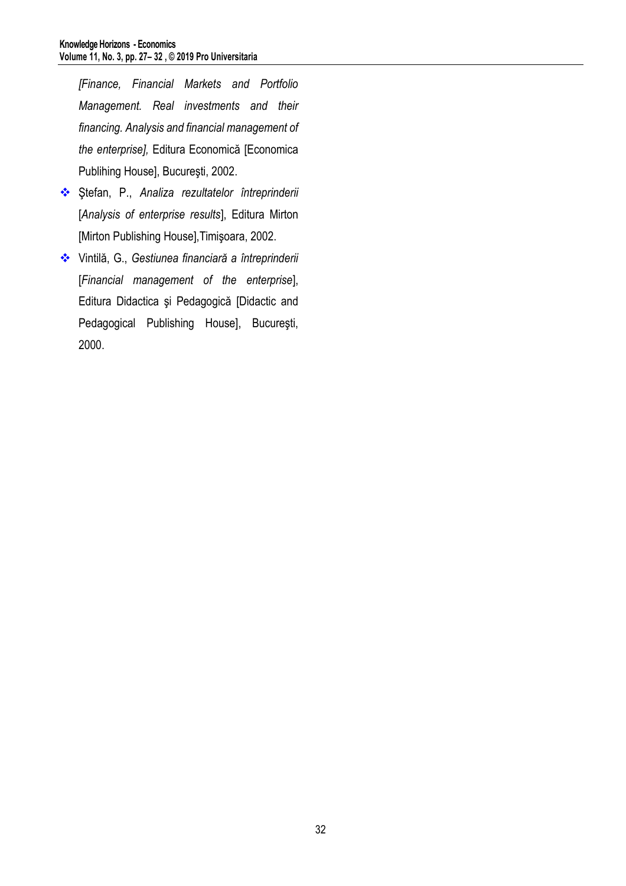*[Finance, Financial Markets and Portfolio Management. Real investments and their financing. Analysis and financial management of the enterprise],* Editura Economică [Economica Publihing House], Bucureşti, 2002.

- Ştefan, P., *Analiza rezultatelor întreprinderii* [*Analysis of enterprise results*], Editura Mirton [Mirton Publishing House],Timişoara, 2002.
- Vintilă, G., *Gestiunea financiară a întreprinderii* [*Financial management of the enterprise*], Editura Didactica şi Pedagogică [Didactic and Pedagogical Publishing House], Bucureşti, 2000.